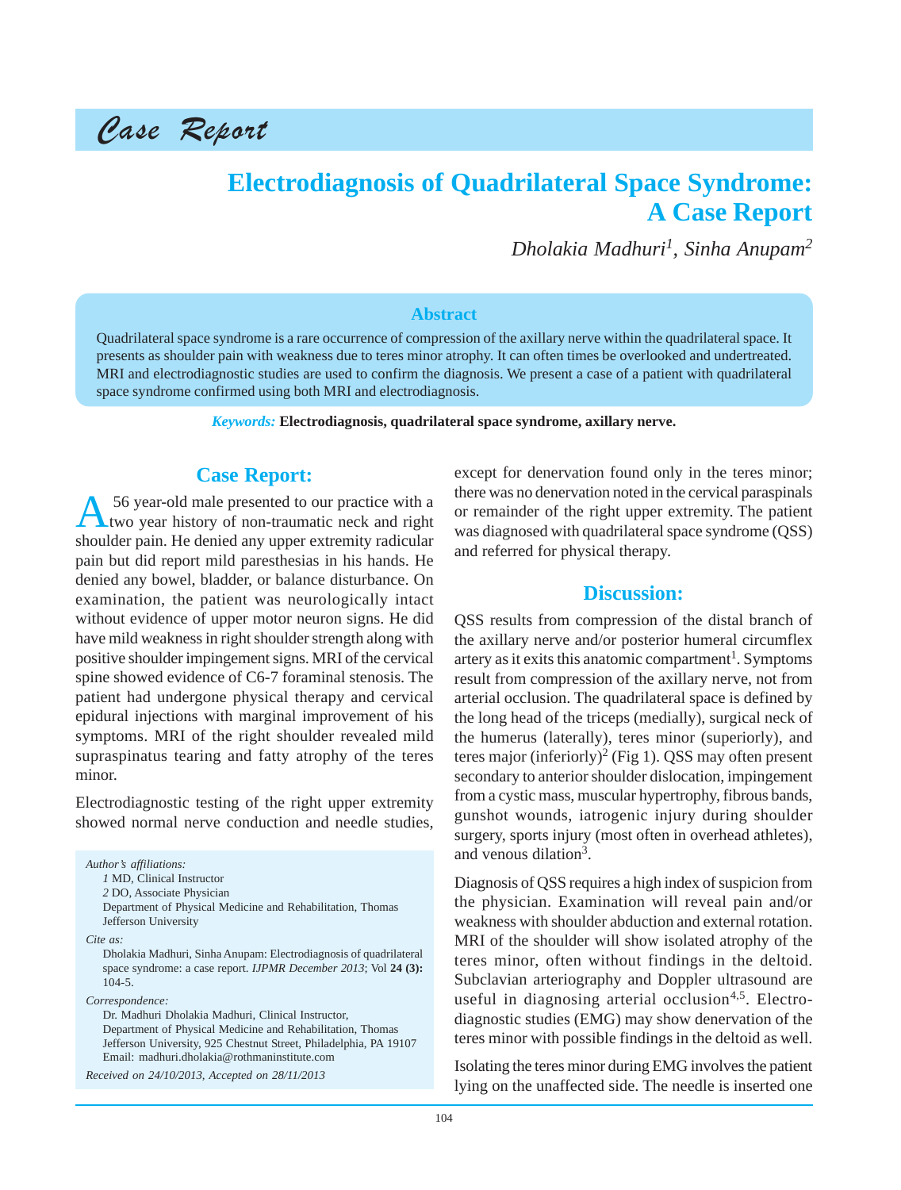*Case Report*

# Electrodiagnosis of Quadrilateral Space Syndrome: A Case Report

*Dholakia Madhuri[1], Sinha Anupam[2]*

## Abstract

Quadrilateral space syndrome is a rare occurrence of compression of the axillary nerve within the quadrilateral space. It presents as shoulder pain with weakness due to teres minor atrophy. It can often times be overlooked and undertreated. MRI and electrodiagnostic studies are used to confirm the diagnosis. We present a case of a patient with quadrilateral space syndrome confirmed using both MRI and electrodiagnosis.

***Keywords:*** **Electrodiagnosis, quadrilateral space syndrome, axillary nerve.**

## Case Report:

A 56 year-old male presented to our practice with a two year history of non-traumatic neck and right shoulder pain. He denied any upper extremity radicular pain but did report mild paresthesias in his hands. He denied any bowel, bladder, or balance disturbance. On examination, the patient was neurologically intact without evidence of upper motor neuron signs. He did have mild weakness in right shoulder strength along with positive shoulder impingement signs. MRI of the cervical spine showed evidence of C6-7 foraminal stenosis. The patient had undergone physical therapy and cervical epidural injections with marginal improvement of his symptoms. MRI of the right shoulder revealed mild supraspinatus tearing and fatty atrophy of the teres minor.

Electrodiagnostic testing of the right upper extremity showed normal nerve conduction and needle studies, except for denervation found only in the teres minor; there was no denervation noted in the cervical paraspinals or remainder of the right upper extremity. The patient was diagnosed with quadrilateral space syndrome (QSS) and referred for physical therapy.

*Author's affiliations:*
*1* MD, Clinical Instructor
*2* DO, Associate Physician
Department of Physical Medicine and Rehabilitation, Thomas Jefferson University

*Cite as:*
Dholakia Madhuri, Sinha Anupam: Electrodiagnosis of quadrilateral space syndrome: a case report. *IJPMR December 2013*; Vol **24 (3):** 104-5.

*Correspondence:*
Dr. Madhuri Dholakia Madhuri, Clinical Instructor,
Department of Physical Medicine and Rehabilitation, Thomas Jefferson University, 925 Chestnut Street, Philadelphia, PA 19107
Email: madhuri.dholakia@rothmaninstitute.com

*Received on 24/10/2013, Accepted on 28/11/2013*

## Discussion:

QSS results from compression of the distal branch of the axillary nerve and/or posterior humeral circumflex artery as it exits this anatomic compartment[1]. Symptoms result from compression of the axillary nerve, not from arterial occlusion. The quadrilateral space is defined by the long head of the triceps (medially), surgical neck of the humerus (laterally), teres minor (superiorly), and teres major (inferiorly)[2] (Fig 1). QSS may often present secondary to anterior shoulder dislocation, impingement from a cystic mass, muscular hypertrophy, fibrous bands, gunshot wounds, iatrogenic injury during shoulder surgery, sports injury (most often in overhead athletes), and venous dilation[3].

Diagnosis of QSS requires a high index of suspicion from the physician. Examination will reveal pain and/or weakness with shoulder abduction and external rotation. MRI of the shoulder will show isolated atrophy of the teres minor, often without findings in the deltoid. Subclavian arteriography and Doppler ultrasound are useful in diagnosing arterial occlusion[4,5]. Electrodiagnostic studies (EMG) may show denervation of the teres minor with possible findings in the deltoid as well.

Isolating the teres minor during EMG involves the patient lying on the unaffected side. The needle is inserted one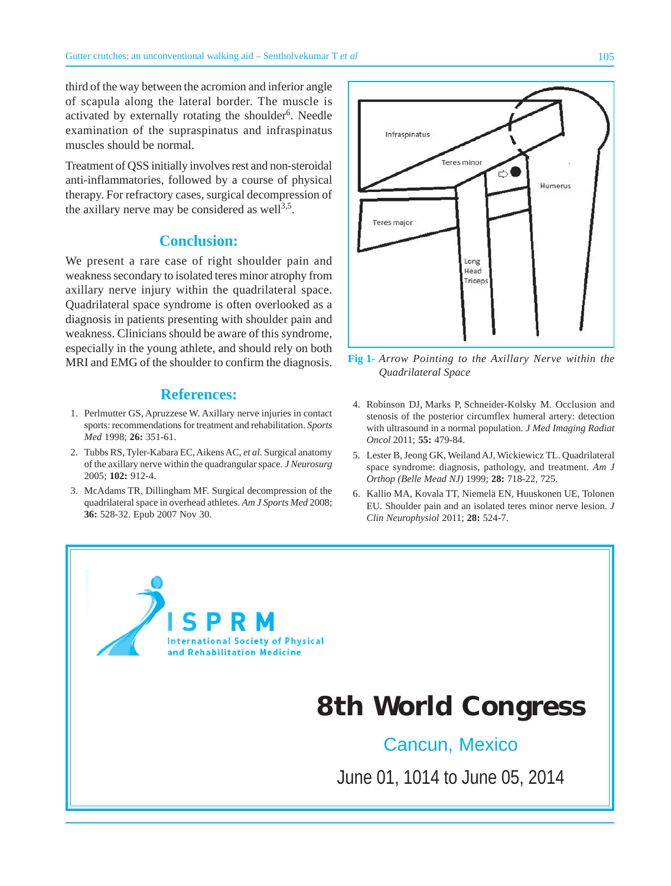third of the way between the acromion and inferior angle of scapula along the lateral border. The muscle is activated by externally rotating the shoulder[6]. Needle examination of the supraspinatus and infraspinatus muscles should be normal.

Treatment of QSS initially involves rest and non-steroidal anti-inflammatories, followed by a course of physical therapy. For refractory cases, surgical decompression of the axillary nerve may be considered as well[3,5].

## Conclusion:

We present a rare case of right shoulder pain and weakness secondary to isolated teres minor atrophy from axillary nerve injury within the quadrilateral space. Quadrilateral space syndrome is often overlooked as a diagnosis in patients presenting with shoulder pain and weakness. Clinicians should be aware of this syndrome, especially in the young athlete, and should rely on both MRI and EMG of the shoulder to confirm the diagnosis.

Infraspinatus

Teres minor

Humerus

Teres major

Long Head Triceps

**Fig 1-** *Arrow Pointing to the Axillary Nerve within the Quadrilateral Space*

## References:

1. Perlmutter GS, Apruzzese W. Axillary nerve injuries in contact sports: recommendations for treatment and rehabilitation. *Sports Med* 1998; **26:** 351-61.
2. Tubbs RS, Tyler-Kabara EC, Aikens AC, *et al.* Surgical anatomy of the axillary nerve within the quadrangular space. *J Neurosurg* 2005; **102:** 912-4.
3. McAdams TR, Dillingham MF. Surgical decompression of the quadrilateral space in overhead athletes. *Am J Sports Med* 2008; **36:** 528-32. Epub 2007 Nov 30.
4. Robinson DJ, Marks P, Schneider-Kolsky M. Occlusion and stenosis of the posterior circumflex humeral artery: detection with ultrasound in a normal population. *J Med Imaging Radiat Oncol* 2011; **55:** 479-84.
5. Lester B, Jeong GK, Weiland AJ, Wickiewicz TL. Quadrilateral space syndrome: diagnosis, pathology, and treatment. *Am J Orthop (Belle Mead NJ)* 1999; **28:** 718-22, 725.
6. Kallio MA, Kovala TT, Niemelä EN, Huuskonen UE, Tolonen EU. Shoulder pain and an isolated teres minor nerve lesion. *J Clin Neurophysiol* 2011; **28:** 524-7.

ISPRM

International Society of Physical and Rehabilitation Medicine

**8th World Congress**

Cancun, Mexico

June 01, 1014 to June 05, 2014